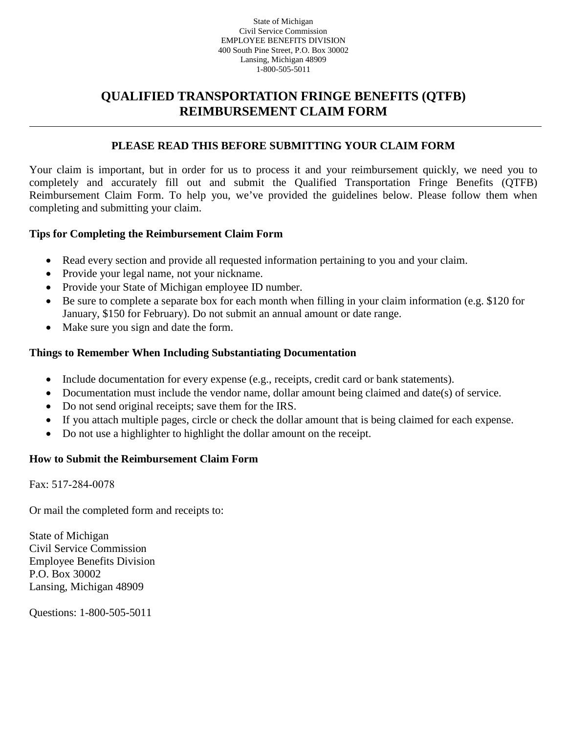State of Michigan
Civil Service Commission
EMPLOYEE BENEFITS DIVISION
400 South Pine Street, P.O. Box 30002
Lansing, Michigan 48909
1-800-505-5011

# QUALIFIED TRANSPORTATION FRINGE BENEFITS (QTFB) REIMBURSEMENT CLAIM FORM

---

## PLEASE READ THIS BEFORE SUBMITTING YOUR CLAIM FORM

Your claim is important, but in order for us to process it and your reimbursement quickly, we need you to completely and accurately fill out and submit the Qualified Transportation Fringe Benefits (QTFB) Reimbursement Claim Form. To help you, we've provided the guidelines below. Please follow them when completing and submitting your claim.

### Tips for Completing the Reimbursement Claim Form

- Read every section and provide all requested information pertaining to you and your claim.
- Provide your legal name, not your nickname.
- Provide your State of Michigan employee ID number.
- Be sure to complete a separate box for each month when filling in your claim information (e.g. $120 for January, $150 for February). Do not submit an annual amount or date range.
- Make sure you sign and date the form.

### Things to Remember When Including Substantiating Documentation

- Include documentation for every expense (e.g., receipts, credit card or bank statements).
- Documentation must include the vendor name, dollar amount being claimed and date(s) of service.
- Do not send original receipts; save them for the IRS.
- If you attach multiple pages, circle or check the dollar amount that is being claimed for each expense.
- Do not use a highlighter to highlight the dollar amount on the receipt.

### How to Submit the Reimbursement Claim Form

Fax: 517-284-0078

Or mail the completed form and receipts to:

State of Michigan
Civil Service Commission
Employee Benefits Division
P.O. Box 30002
Lansing, Michigan 48909

Questions: 1-800-505-5011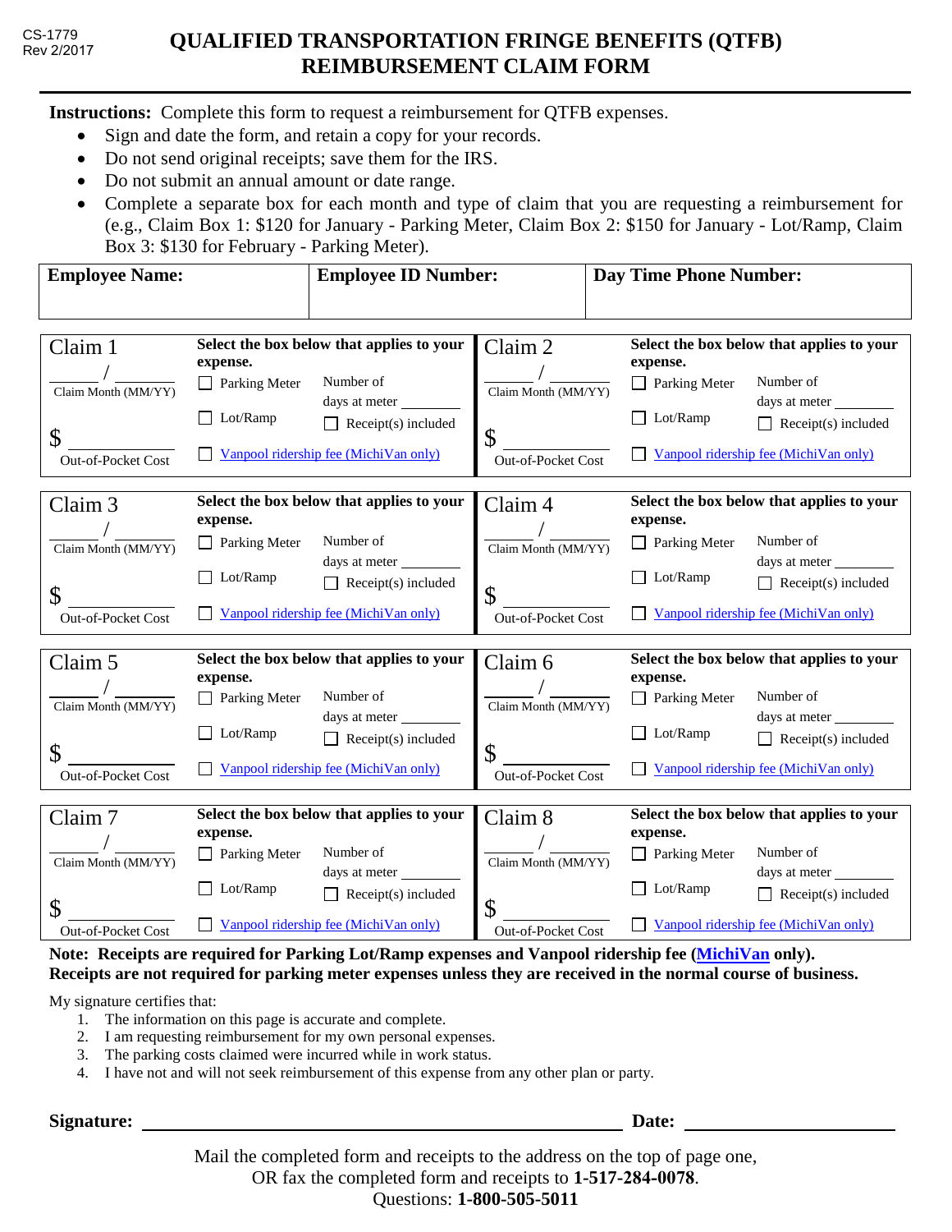CS-1779
Rev 2/2017

# QUALIFIED TRANSPORTATION FRINGE BENEFITS (QTFB) REIMBURSEMENT CLAIM FORM

**Instructions:** Complete this form to request a reimbursement for QTFB expenses.

- Sign and date the form, and retain a copy for your records.
- Do not send original receipts; save them for the IRS.
- Do not submit an annual amount or date range.
- Complete a separate box for each month and type of claim that you are requesting a reimbursement for (e.g., Claim Box 1: $120 for January - Parking Meter, Claim Box 2: $150 for January - Lot/Ramp, Claim Box 3: $130 for February - Parking Meter).

| Employee Name: | Employee ID Number: | Day Time Phone Number: |
|---|---|---|
| | | |

| | | | |
|---|---|---|---|
| Claim 1<br>____ / ____<br>Claim Month (MM/YY)<br>$ ________<br>Out-of-Pocket Cost | **Select the box below that applies to your expense.**<br>☐ Parking Meter &nbsp; Number of days at meter ______<br>☐ Lot/Ramp &nbsp; ☐ Receipt(s) included<br>☐ Vanpool ridership fee (MichiVan only) | Claim 2<br>____ / ____<br>Claim Month (MM/YY)<br>$ ________<br>Out-of-Pocket Cost | **Select the box below that applies to your expense.**<br>☐ Parking Meter &nbsp; Number of days at meter ______<br>☐ Lot/Ramp &nbsp; ☐ Receipt(s) included<br>☐ Vanpool ridership fee (MichiVan only) |
| Claim 3<br>____ / ____<br>Claim Month (MM/YY)<br>$ ________<br>Out-of-Pocket Cost | **Select the box below that applies to your expense.**<br>☐ Parking Meter &nbsp; Number of days at meter ______<br>☐ Lot/Ramp &nbsp; ☐ Receipt(s) included<br>☐ Vanpool ridership fee (MichiVan only) | Claim 4<br>____ / ____<br>Claim Month (MM/YY)<br>$ ________<br>Out-of-Pocket Cost | **Select the box below that applies to your expense.**<br>☐ Parking Meter &nbsp; Number of days at meter ______<br>☐ Lot/Ramp &nbsp; ☐ Receipt(s) included<br>☐ Vanpool ridership fee (MichiVan only) |
| Claim 5<br>____ / ____<br>Claim Month (MM/YY)<br>$ ________<br>Out-of-Pocket Cost | **Select the box below that applies to your expense.**<br>☐ Parking Meter &nbsp; Number of days at meter ______<br>☐ Lot/Ramp &nbsp; ☐ Receipt(s) included<br>☐ Vanpool ridership fee (MichiVan only) | Claim 6<br>____ / ____<br>Claim Month (MM/YY)<br>$ ________<br>Out-of-Pocket Cost | **Select the box below that applies to your expense.**<br>☐ Parking Meter &nbsp; Number of days at meter ______<br>☐ Lot/Ramp &nbsp; ☐ Receipt(s) included<br>☐ Vanpool ridership fee (MichiVan only) |
| Claim 7<br>____ / ____<br>Claim Month (MM/YY)<br>$ ________<br>Out-of-Pocket Cost | **Select the box below that applies to your expense.**<br>☐ Parking Meter &nbsp; Number of days at meter ______<br>☐ Lot/Ramp &nbsp; ☐ Receipt(s) included<br>☐ Vanpool ridership fee (MichiVan only) | Claim 8<br>____ / ____<br>Claim Month (MM/YY)<br>$ ________<br>Out-of-Pocket Cost | **Select the box below that applies to your expense.**<br>☐ Parking Meter &nbsp; Number of days at meter ______<br>☐ Lot/Ramp &nbsp; ☐ Receipt(s) included<br>☐ Vanpool ridership fee (MichiVan only) |

**Note: Receipts are required for Parking Lot/Ramp expenses and Vanpool ridership fee (MichiVan only). Receipts are not required for parking meter expenses unless they are received in the normal course of business.**

My signature certifies that:

1. The information on this page is accurate and complete.
2. I am requesting reimbursement for my own personal expenses.
3. The parking costs claimed were incurred while in work status.
4. I have not and will not seek reimbursement of this expense from any other plan or party.

**Signature:** ______________________________ **Date:** ________________

Mail the completed form and receipts to the address on the top of page one,
OR fax the completed form and receipts to **1-517-284-0078**.
Questions: **1-800-505-5011**